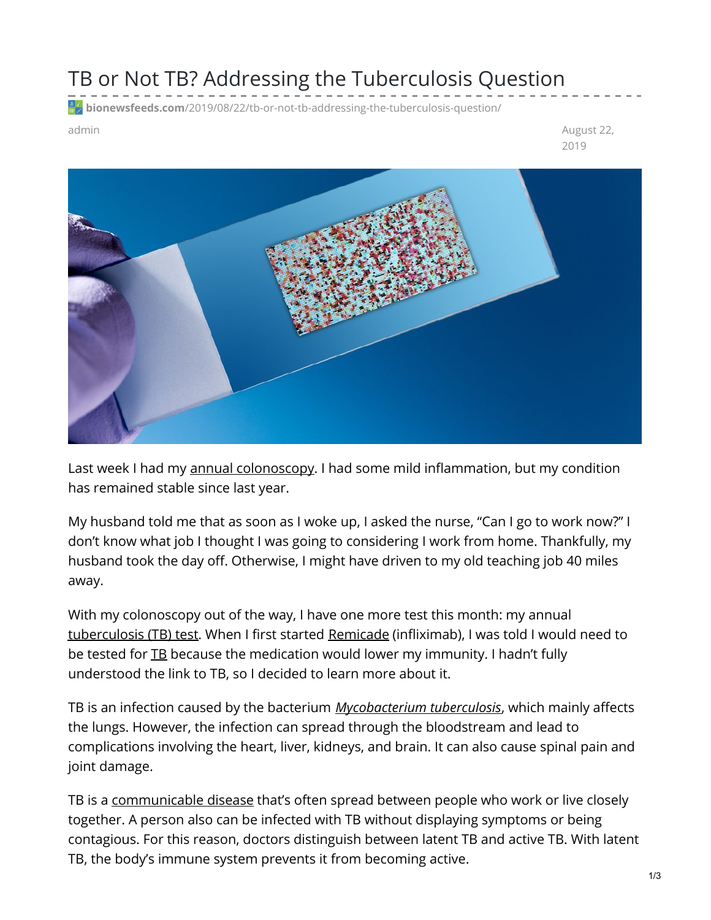# TB or Not TB? Addressing the Tuberculosis Question

bionewsfeeds.com/2019/08/22/tb-or-not-tb-addressing-the-tuberculosis-question/

admin

August 22, 2019

Last week I had my annual colonoscopy. I had some mild inflammation, but my condition has remained stable since last year.

My husband told me that as soon as I woke up, I asked the nurse, "Can I go to work now?" I don't know what job I thought I was going to considering I work from home. Thankfully, my husband took the day off. Otherwise, I might have driven to my old teaching job 40 miles away.

With my colonoscopy out of the way, I have one more test this month: my annual tuberculosis (TB) test. When I first started Remicade (infliximab), I was told I would need to be tested for TB because the medication would lower my immunity. I hadn't fully understood the link to TB, so I decided to learn more about it.

TB is an infection caused by the bacterium *Mycobacterium tuberculosis*, which mainly affects the lungs. However, the infection can spread through the bloodstream and lead to complications involving the heart, liver, kidneys, and brain. It can also cause spinal pain and joint damage.

TB is a communicable disease that's often spread between people who work or live closely together. A person also can be infected with TB without displaying symptoms or being contagious. For this reason, doctors distinguish between latent TB and active TB. With latent TB, the body's immune system prevents it from becoming active.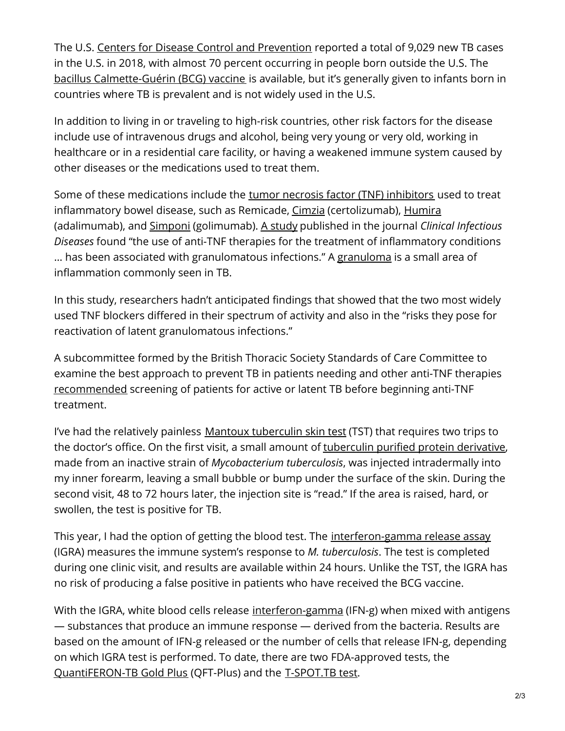The U.S. Centers for Disease Control and Prevention reported a total of 9,029 new TB cases in the U.S. in 2018, with almost 70 percent occurring in people born outside the U.S. The bacillus Calmette-Guérin (BCG) vaccine is available, but it's generally given to infants born in countries where TB is prevalent and is not widely used in the U.S.

In addition to living in or traveling to high-risk countries, other risk factors for the disease include use of intravenous drugs and alcohol, being very young or very old, working in healthcare or in a residential care facility, or having a weakened immune system caused by other diseases or the medications used to treat them.

Some of these medications include the tumor necrosis factor (TNF) inhibitors used to treat inflammatory bowel disease, such as Remicade, Cimzia (certolizumab), Humira (adalimumab), and Simponi (golimumab). A study published in the journal *Clinical Infectious Diseases* found "the use of anti-TNF therapies for the treatment of inflammatory conditions … has been associated with granulomatous infections." A granuloma is a small area of inflammation commonly seen in TB.

In this study, researchers hadn't anticipated findings that showed that the two most widely used TNF blockers differed in their spectrum of activity and also in the "risks they pose for reactivation of latent granulomatous infections."

A subcommittee formed by the British Thoracic Society Standards of Care Committee to examine the best approach to prevent TB in patients needing and other anti-TNF therapies recommended screening of patients for active or latent TB before beginning anti-TNF treatment.

I've had the relatively painless Mantoux tuberculin skin test (TST) that requires two trips to the doctor's office. On the first visit, a small amount of tuberculin purified protein derivative, made from an inactive strain of *Mycobacterium tuberculosis*, was injected intradermally into my inner forearm, leaving a small bubble or bump under the surface of the skin. During the second visit, 48 to 72 hours later, the injection site is "read." If the area is raised, hard, or swollen, the test is positive for TB.

This year, I had the option of getting the blood test. The interferon-gamma release assay (IGRA) measures the immune system's response to *M. tuberculosis*. The test is completed during one clinic visit, and results are available within 24 hours. Unlike the TST, the IGRA has no risk of producing a false positive in patients who have received the BCG vaccine.

With the IGRA, white blood cells release interferon-gamma (IFN-g) when mixed with antigens — substances that produce an immune response — derived from the bacteria. Results are based on the amount of IFN-g released or the number of cells that release IFN-g, depending on which IGRA test is performed. To date, there are two FDA-approved tests, the QuantiFERON-TB Gold Plus (QFT-Plus) and the T-SPOT.TB test.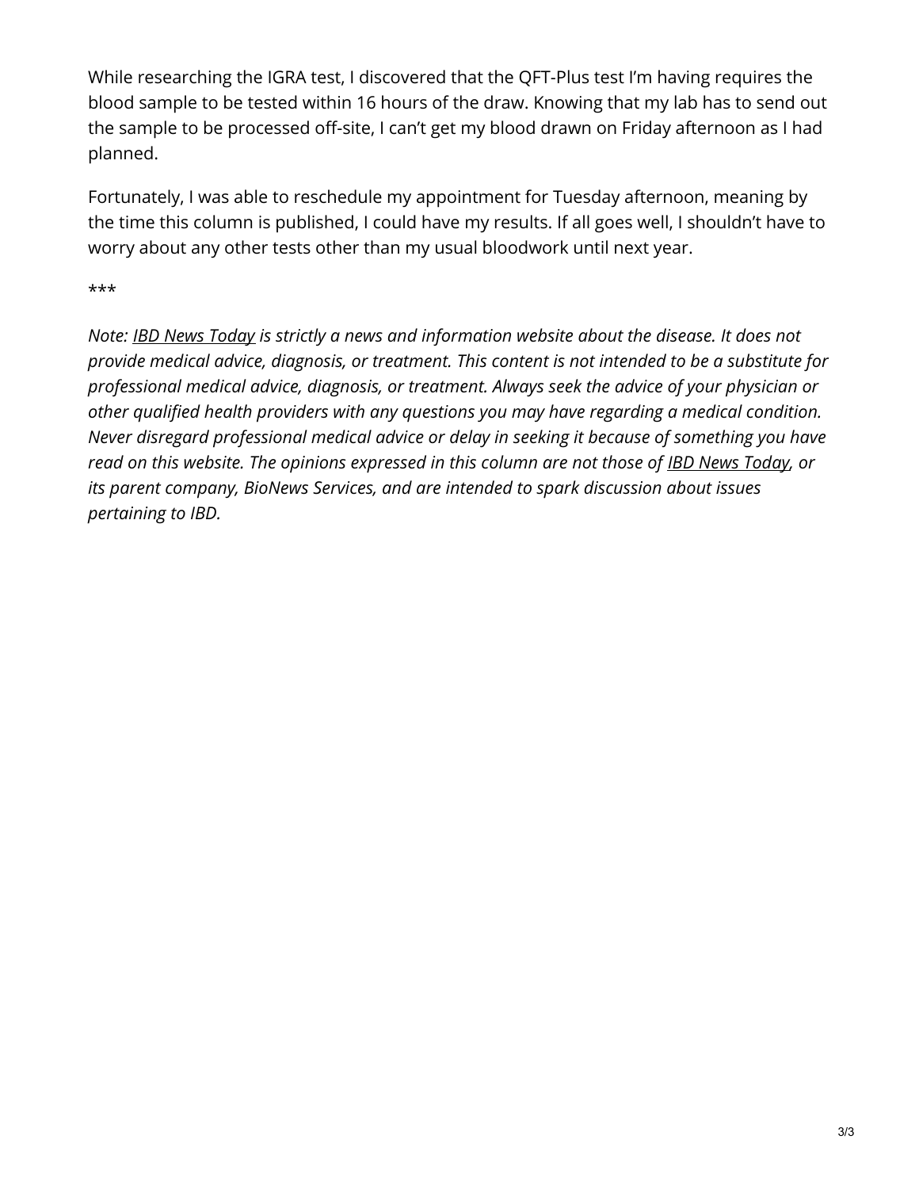While researching the IGRA test, I discovered that the QFT-Plus test I'm having requires the blood sample to be tested within 16 hours of the draw. Knowing that my lab has to send out the sample to be processed off-site, I can't get my blood drawn on Friday afternoon as I had planned.

Fortunately, I was able to reschedule my appointment for Tuesday afternoon, meaning by the time this column is published, I could have my results. If all goes well, I shouldn't have to worry about any other tests other than my usual bloodwork until next year.

***

*Note: IBD News Today is strictly a news and information website about the disease. It does not provide medical advice, diagnosis, or treatment. This content is not intended to be a substitute for professional medical advice, diagnosis, or treatment. Always seek the advice of your physician or other qualified health providers with any questions you may have regarding a medical condition. Never disregard professional medical advice or delay in seeking it because of something you have read on this website. The opinions expressed in this column are not those of IBD News Today, or its parent company, BioNews Services, and are intended to spark discussion about issues pertaining to IBD.*